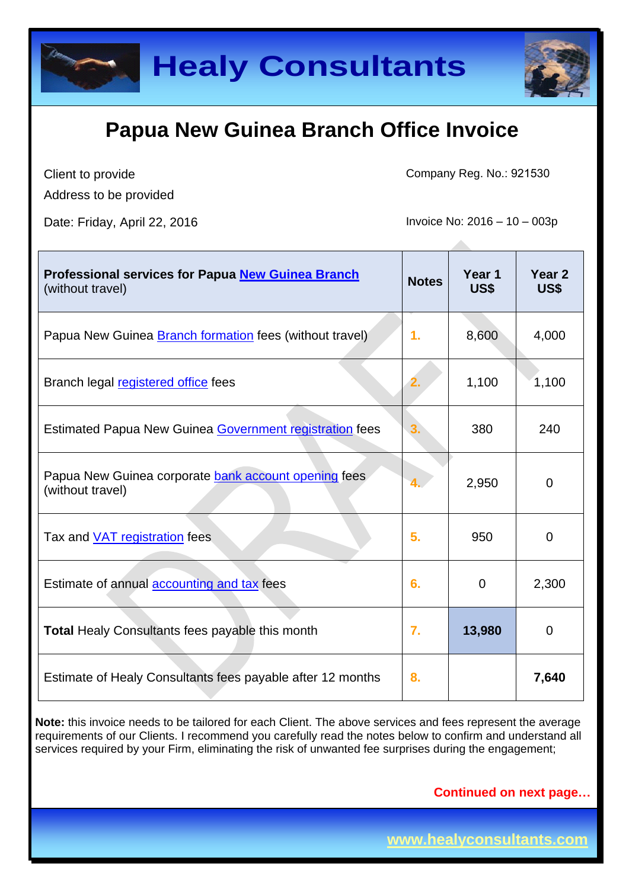# Healy Consultants

## Papua New Guinea Branch Office Invoice

Client to provide
Address to be provided

Date: Friday, April 22, 2016

Company Reg. No.: 921530

Invoice No: 2016 – 10 – 003p

| **Professional services for Papua New Guinea Branch** (without travel) | **Notes** | **Year 1 US$** | **Year 2 US$** |
|---|---|---|---|
| Papua New Guinea Branch formation fees (without travel) | 1. | 8,600 | 4,000 |
| Branch legal registered office fees | 2. | 1,100 | 1,100 |
| Estimated Papua New Guinea Government registration fees | 3. | 380 | 240 |
| Papua New Guinea corporate bank account opening fees (without travel) | 4. | 2,950 | 0 |
| Tax and VAT registration fees | 5. | 950 | 0 |
| Estimate of annual accounting and tax fees | 6. | 0 | 2,300 |
| **Total** Healy Consultants fees payable this month | 7. | **13,980** | 0 |
| Estimate of Healy Consultants fees payable after 12 months | 8. | | **7,640** |

**Note:** this invoice needs to be tailored for each Client. The above services and fees represent the average requirements of our Clients. I recommend you carefully read the notes below to confirm and understand all services required by your Firm, eliminating the risk of unwanted fee surprises during the engagement;

Continued on next page…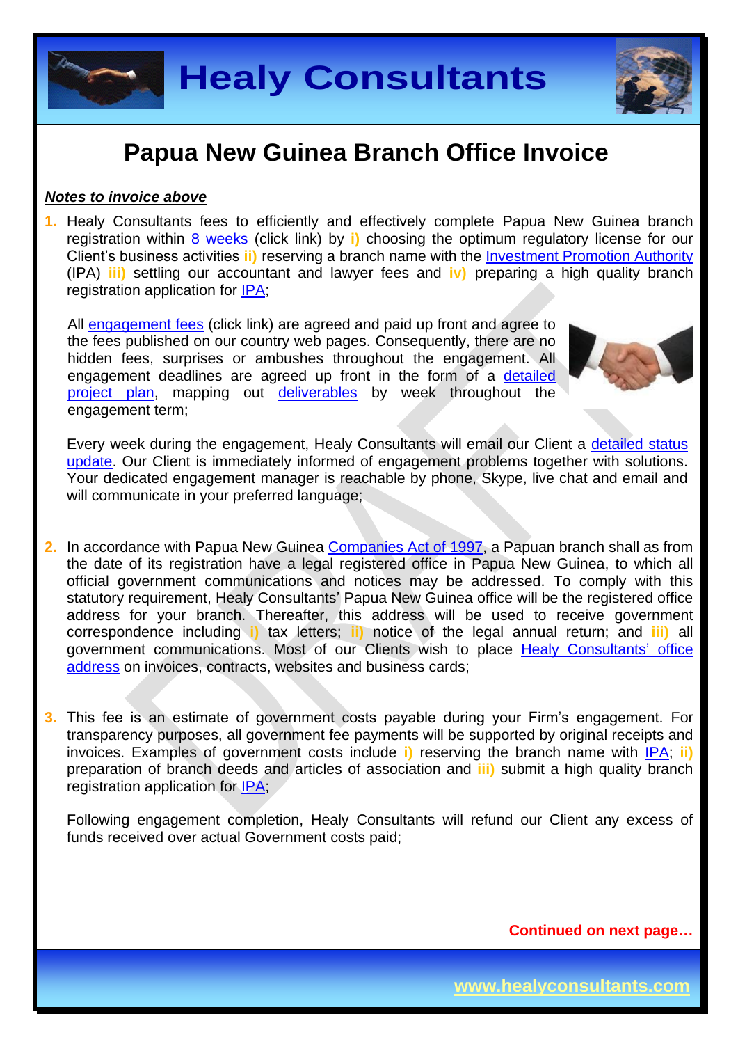# Papua New Guinea Branch Office Invoice

***Notes to invoice above***

1. Healy Consultants fees to efficiently and effectively complete Papua New Guinea branch registration within 8 weeks (click link) by **i)** choosing the optimum regulatory license for our Client's business activities **ii)** reserving a branch name with the Investment Promotion Authority (IPA) **iii)** settling our accountant and lawyer fees and **iv)** preparing a high quality branch registration application for IPA;

   All engagement fees (click link) are agreed and paid up front and agree to the fees published on our country web pages. Consequently, there are no hidden fees, surprises or ambushes throughout the engagement. All engagement deadlines are agreed up front in the form of a detailed project plan, mapping out deliverables by week throughout the engagement term;

   Every week during the engagement, Healy Consultants will email our Client a detailed status update. Our Client is immediately informed of engagement problems together with solutions. Your dedicated engagement manager is reachable by phone, Skype, live chat and email and will communicate in your preferred language;

2. In accordance with Papua New Guinea Companies Act of 1997, a Papuan branch shall as from the date of its registration have a legal registered office in Papua New Guinea, to which all official government communications and notices may be addressed. To comply with this statutory requirement, Healy Consultants' Papua New Guinea office will be the registered office address for your branch. Thereafter, this address will be used to receive government correspondence including **i)** tax letters; **ii)** notice of the legal annual return; and **iii)** all government communications. Most of our Clients wish to place Healy Consultants' office address on invoices, contracts, websites and business cards;

3. This fee is an estimate of government costs payable during your Firm's engagement. For transparency purposes, all government fee payments will be supported by original receipts and invoices. Examples of government costs include **i)** reserving the branch name with IPA; **ii)** preparation of branch deeds and articles of association and **iii)** submit a high quality branch registration application for IPA;

   Following engagement completion, Healy Consultants will refund our Client any excess of funds received over actual Government costs paid;

**Continued on next page…**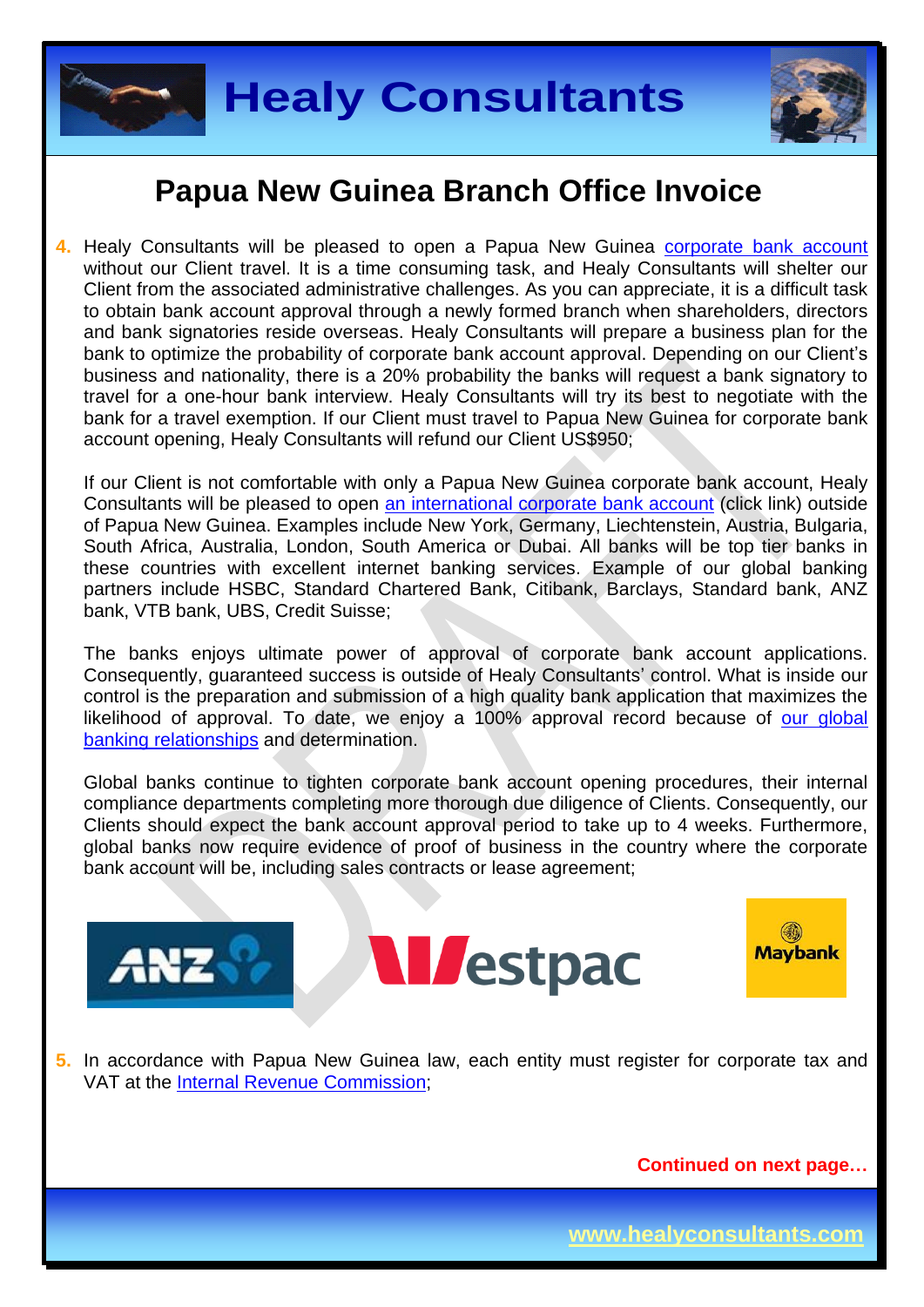# Papua New Guinea Branch Office Invoice

4. Healy Consultants will be pleased to open a Papua New Guinea corporate bank account without our Client travel. It is a time consuming task, and Healy Consultants will shelter our Client from the associated administrative challenges. As you can appreciate, it is a difficult task to obtain bank account approval through a newly formed branch when shareholders, directors and bank signatories reside overseas. Healy Consultants will prepare a business plan for the bank to optimize the probability of corporate bank account approval. Depending on our Client's business and nationality, there is a 20% probability the banks will request a bank signatory to travel for a one-hour bank interview. Healy Consultants will try its best to negotiate with the bank for a travel exemption. If our Client must travel to Papua New Guinea for corporate bank account opening, Healy Consultants will refund our Client US$950;

   If our Client is not comfortable with only a Papua New Guinea corporate bank account, Healy Consultants will be pleased to open an international corporate bank account (click link) outside of Papua New Guinea. Examples include New York, Germany, Liechtenstein, Austria, Bulgaria, South Africa, Australia, London, South America or Dubai. All banks will be top tier banks in these countries with excellent internet banking services. Example of our global banking partners include HSBC, Standard Chartered Bank, Citibank, Barclays, Standard bank, ANZ bank, VTB bank, UBS, Credit Suisse;

   The banks enjoys ultimate power of approval of corporate bank account applications. Consequently, guaranteed success is outside of Healy Consultants' control. What is inside our control is the preparation and submission of a high quality bank application that maximizes the likelihood of approval. To date, we enjoy a 100% approval record because of our global banking relationships and determination.

   Global banks continue to tighten corporate bank account opening procedures, their internal compliance departments completing more thorough due diligence of Clients. Consequently, our Clients should expect the bank account approval period to take up to 4 weeks. Furthermore, global banks now require evidence of proof of business in the country where the corporate bank account will be, including sales contracts or lease agreement;

5. In accordance with Papua New Guinea law, each entity must register for corporate tax and VAT at the Internal Revenue Commission;

**Continued on next page…**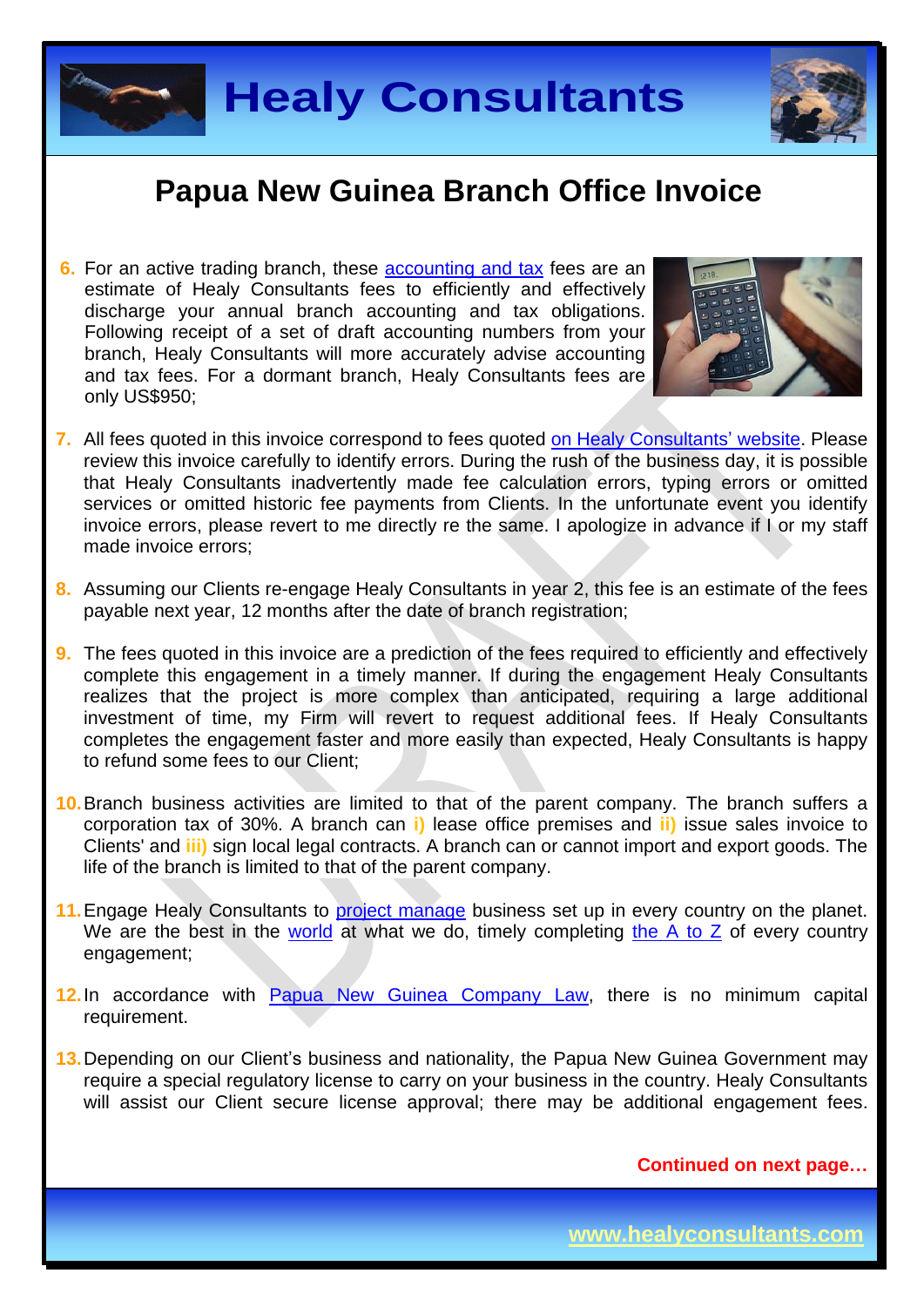# Papua New Guinea Branch Office Invoice

6. For an active trading branch, these accounting and tax fees are an estimate of Healy Consultants fees to efficiently and effectively discharge your annual branch accounting and tax obligations. Following receipt of a set of draft accounting numbers from your branch, Healy Consultants will more accurately advise accounting and tax fees. For a dormant branch, Healy Consultants fees are only US$950;

7. All fees quoted in this invoice correspond to fees quoted on Healy Consultants' website. Please review this invoice carefully to identify errors. During the rush of the business day, it is possible that Healy Consultants inadvertently made fee calculation errors, typing errors or omitted services or omitted historic fee payments from Clients. In the unfortunate event you identify invoice errors, please revert to me directly re the same. I apologize in advance if I or my staff made invoice errors;

8. Assuming our Clients re-engage Healy Consultants in year 2, this fee is an estimate of the fees payable next year, 12 months after the date of branch registration;

9. The fees quoted in this invoice are a prediction of the fees required to efficiently and effectively complete this engagement in a timely manner. If during the engagement Healy Consultants realizes that the project is more complex than anticipated, requiring a large additional investment of time, my Firm will revert to request additional fees. If Healy Consultants completes the engagement faster and more easily than expected, Healy Consultants is happy to refund some fees to our Client;

10. Branch business activities are limited to that of the parent company. The branch suffers a corporation tax of 30%. A branch can **i)** lease office premises and **ii)** issue sales invoice to Clients' and **iii)** sign local legal contracts. A branch can or cannot import and export goods. The life of the branch is limited to that of the parent company.

11. Engage Healy Consultants to project manage business set up in every country on the planet. We are the best in the world at what we do, timely completing the A to Z of every country engagement;

12. In accordance with Papua New Guinea Company Law, there is no minimum capital requirement.

13. Depending on our Client's business and nationality, the Papua New Guinea Government may require a special regulatory license to carry on your business in the country. Healy Consultants will assist our Client secure license approval; there may be additional engagement fees.

**Continued on next page…**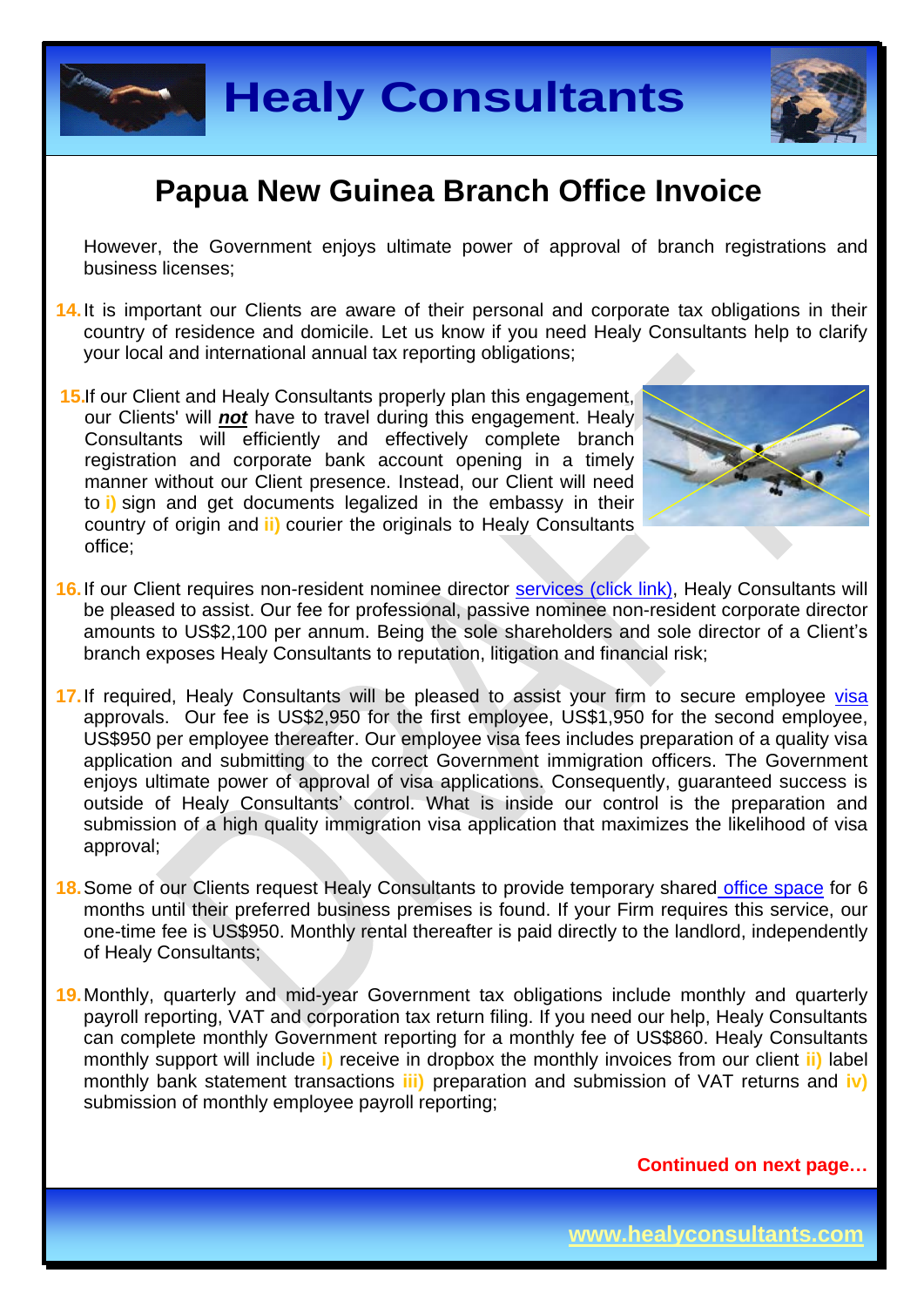However, the Government enjoys ultimate power of approval of branch registrations and business licenses;

14. It is important our Clients are aware of their personal and corporate tax obligations in their country of residence and domicile. Let us know if you need Healy Consultants help to clarify your local and international annual tax reporting obligations;

15. If our Client and Healy Consultants properly plan this engagement, our Clients' will ***not*** have to travel during this engagement. Healy Consultants will efficiently and effectively complete branch registration and corporate bank account opening in a timely manner without our Client presence. Instead, our Client will need to **i)** sign and get documents legalized in the embassy in their country of origin and **ii)** courier the originals to Healy Consultants office;

16. If our Client requires non-resident nominee director services (click link), Healy Consultants will be pleased to assist. Our fee for professional, passive nominee non-resident corporate director amounts to US$2,100 per annum. Being the sole shareholders and sole director of a Client's branch exposes Healy Consultants to reputation, litigation and financial risk;

17. If required, Healy Consultants will be pleased to assist your firm to secure employee visa approvals. Our fee is US$2,950 for the first employee, US$1,950 for the second employee, US$950 per employee thereafter. Our employee visa fees includes preparation of a quality visa application and submitting to the correct Government immigration officers. The Government enjoys ultimate power of approval of visa applications. Consequently, guaranteed success is outside of Healy Consultants' control. What is inside our control is the preparation and submission of a high quality immigration visa application that maximizes the likelihood of visa approval;

18. Some of our Clients request Healy Consultants to provide temporary shared office space for 6 months until their preferred business premises is found. If your Firm requires this service, our one-time fee is US$950. Monthly rental thereafter is paid directly to the landlord, independently of Healy Consultants;

19. Monthly, quarterly and mid-year Government tax obligations include monthly and quarterly payroll reporting, VAT and corporation tax return filing. If you need our help, Healy Consultants can complete monthly Government reporting for a monthly fee of US$860. Healy Consultants monthly support will include **i)** receive in dropbox the monthly invoices from our client **ii)** label monthly bank statement transactions **iii)** preparation and submission of VAT returns and **iv)** submission of monthly employee payroll reporting;

**Continued on next page…**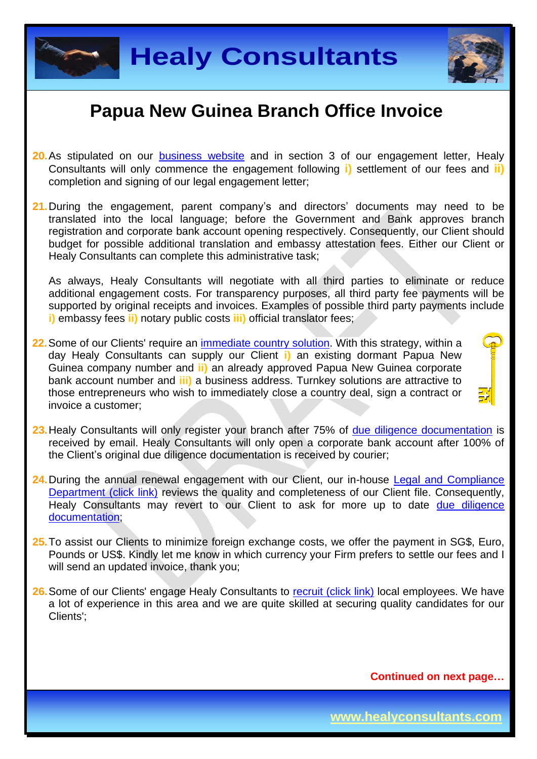# Papua New Guinea Branch Office Invoice

20. As stipulated on our business website and in section 3 of our engagement letter, Healy Consultants will only commence the engagement following **i)** settlement of our fees and **ii)** completion and signing of our legal engagement letter;

21. During the engagement, parent company's and directors' documents may need to be translated into the local language; before the Government and Bank approves branch registration and corporate bank account opening respectively. Consequently, our Client should budget for possible additional translation and embassy attestation fees. Either our Client or Healy Consultants can complete this administrative task;

    As always, Healy Consultants will negotiate with all third parties to eliminate or reduce additional engagement costs. For transparency purposes, all third party fee payments will be supported by original receipts and invoices. Examples of possible third party payments include **i)** embassy fees **ii)** notary public costs **iii)** official translator fees;

22. Some of our Clients' require an immediate country solution. With this strategy, within a day Healy Consultants can supply our Client **i)** an existing dormant Papua New Guinea company number and **ii)** an already approved Papua New Guinea corporate bank account number and **iii)** a business address. Turnkey solutions are attractive to those entrepreneurs who wish to immediately close a country deal, sign a contract or invoice a customer;

23. Healy Consultants will only register your branch after 75% of due diligence documentation is received by email. Healy Consultants will only open a corporate bank account after 100% of the Client's original due diligence documentation is received by courier;

24. During the annual renewal engagement with our Client, our in-house Legal and Compliance Department (click link) reviews the quality and completeness of our Client file. Consequently, Healy Consultants may revert to our Client to ask for more up to date due diligence documentation;

25. To assist our Clients to minimize foreign exchange costs, we offer the payment in SG$, Euro, Pounds or US$. Kindly let me know in which currency your Firm prefers to settle our fees and I will send an updated invoice, thank you;

26. Some of our Clients' engage Healy Consultants to recruit (click link) local employees. We have a lot of experience in this area and we are quite skilled at securing quality candidates for our Clients';

**Continued on next page…**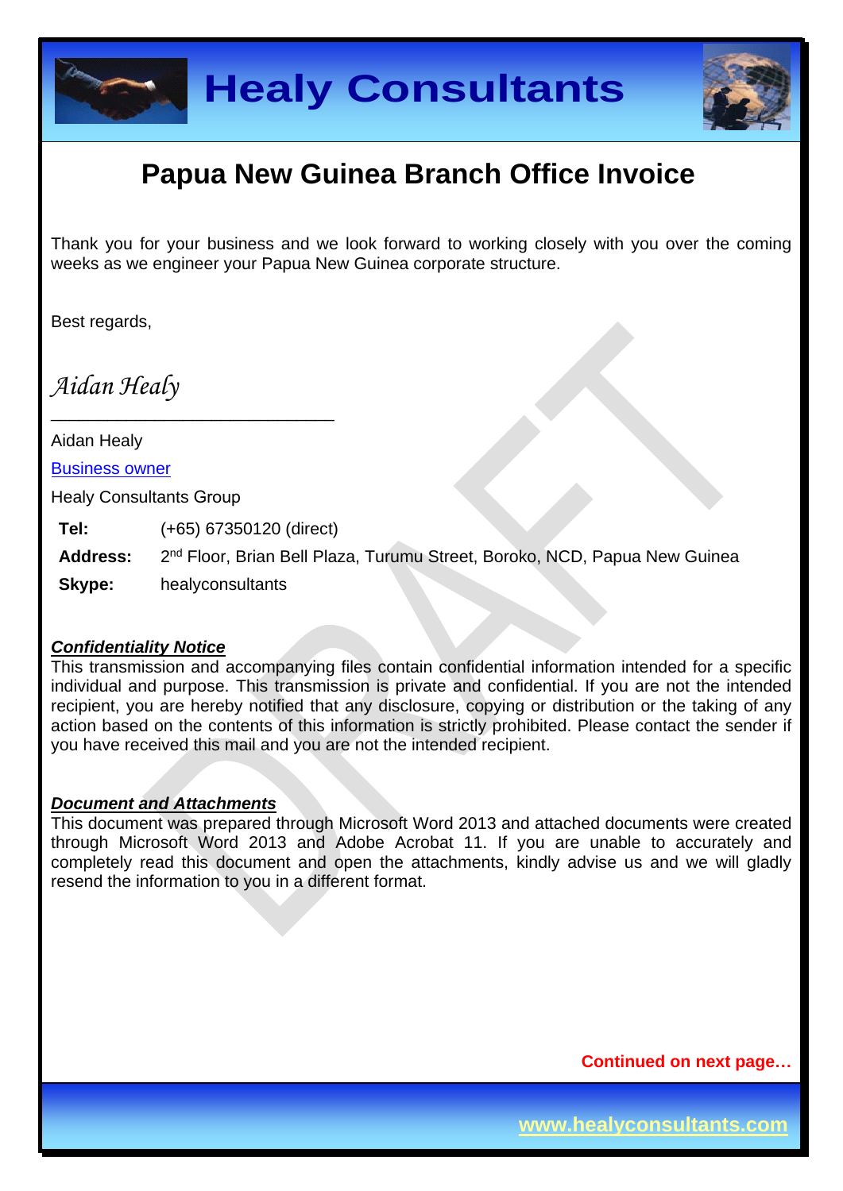# Healy Consultants

## Papua New Guinea Branch Office Invoice

Thank you for your business and we look forward to working closely with you over the coming weeks as we engineer your Papua New Guinea corporate structure.

Best regards,

*Aidan Healy*

______________________________

Aidan Healy

Business owner

Healy Consultants Group

| | |
|---|---|
| **Tel:** | (+65) 67350120 (direct) |
| **Address:** | 2nd Floor, Brian Bell Plaza, Turumu Street, Boroko, NCD, Papua New Guinea |
| **Skype:** | healyconsultants |

***Confidentiality Notice***

This transmission and accompanying files contain confidential information intended for a specific individual and purpose. This transmission is private and confidential. If you are not the intended recipient, you are hereby notified that any disclosure, copying or distribution or the taking of any action based on the contents of this information is strictly prohibited. Please contact the sender if you have received this mail and you are not the intended recipient.

***Document and Attachments***

This document was prepared through Microsoft Word 2013 and attached documents were created through Microsoft Word 2013 and Adobe Acrobat 11. If you are unable to accurately and completely read this document and open the attachments, kindly advise us and we will gladly resend the information to you in a different format.

**Continued on next page…**